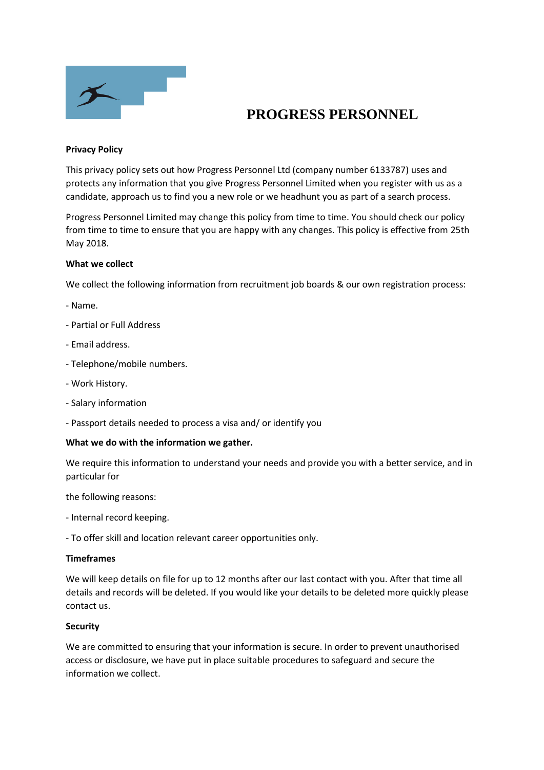# PROGRESS PERSONNEL

**Privacy Policy**

This privacy policy sets out how Progress Personnel Ltd (company number 6133787) uses and protects any information that you give Progress Personnel Limited when you register with us as a candidate, approach us to find you a new role or we headhunt you as part of a search process.

Progress Personnel Limited may change this policy from time to time. You should check our policy from time to time to ensure that you are happy with any changes. This policy is effective from 25th May 2018.

**What we collect**

We collect the following information from recruitment job boards & our own registration process:

- Name.
- Partial or Full Address
- Email address.
- Telephone/mobile numbers.
- Work History.
- Salary information
- Passport details needed to process a visa and/ or identify you

**What we do with the information we gather.**

We require this information to understand your needs and provide you with a better service, and in particular for

the following reasons:

- Internal record keeping.
- To offer skill and location relevant career opportunities only.

**Timeframes**

We will keep details on file for up to 12 months after our last contact with you. After that time all details and records will be deleted. If you would like your details to be deleted more quickly please contact us.

**Security**

We are committed to ensuring that your information is secure. In order to prevent unauthorised access or disclosure, we have put in place suitable procedures to safeguard and secure the information we collect.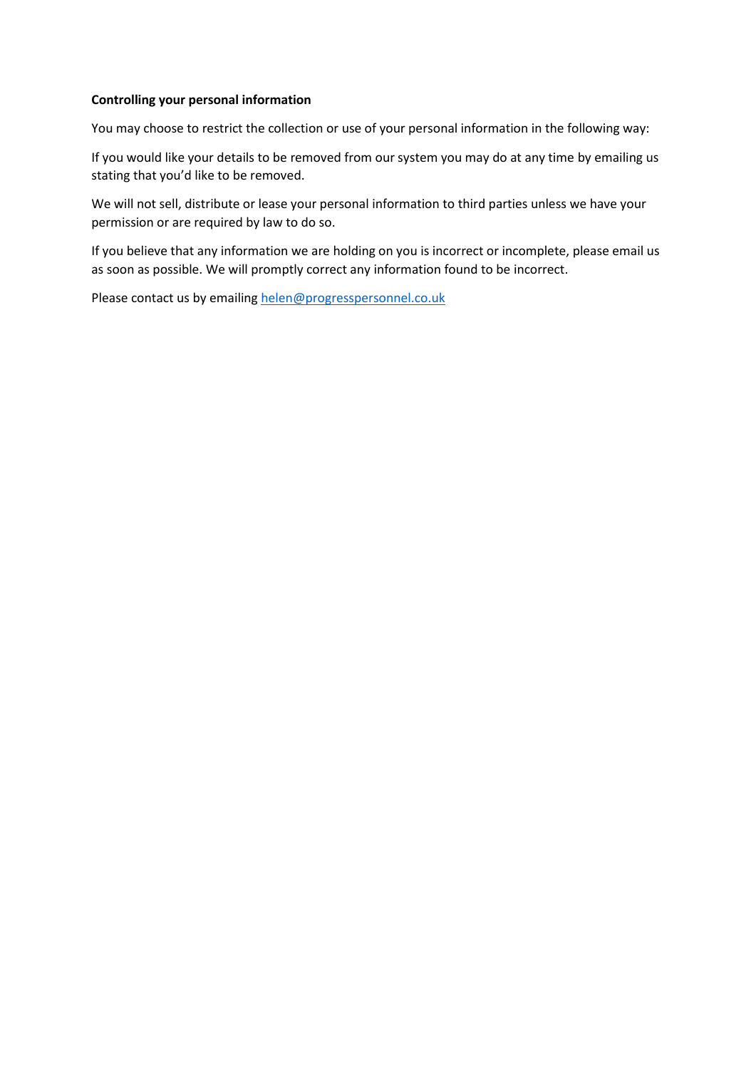**Controlling your personal information**

You may choose to restrict the collection or use of your personal information in the following way:

If you would like your details to be removed from our system you may do at any time by emailing us stating that you'd like to be removed.

We will not sell, distribute or lease your personal information to third parties unless we have your permission or are required by law to do so.

If you believe that any information we are holding on you is incorrect or incomplete, please email us as soon as possible. We will promptly correct any information found to be incorrect.

Please contact us by emailing helen@progresspersonnel.co.uk